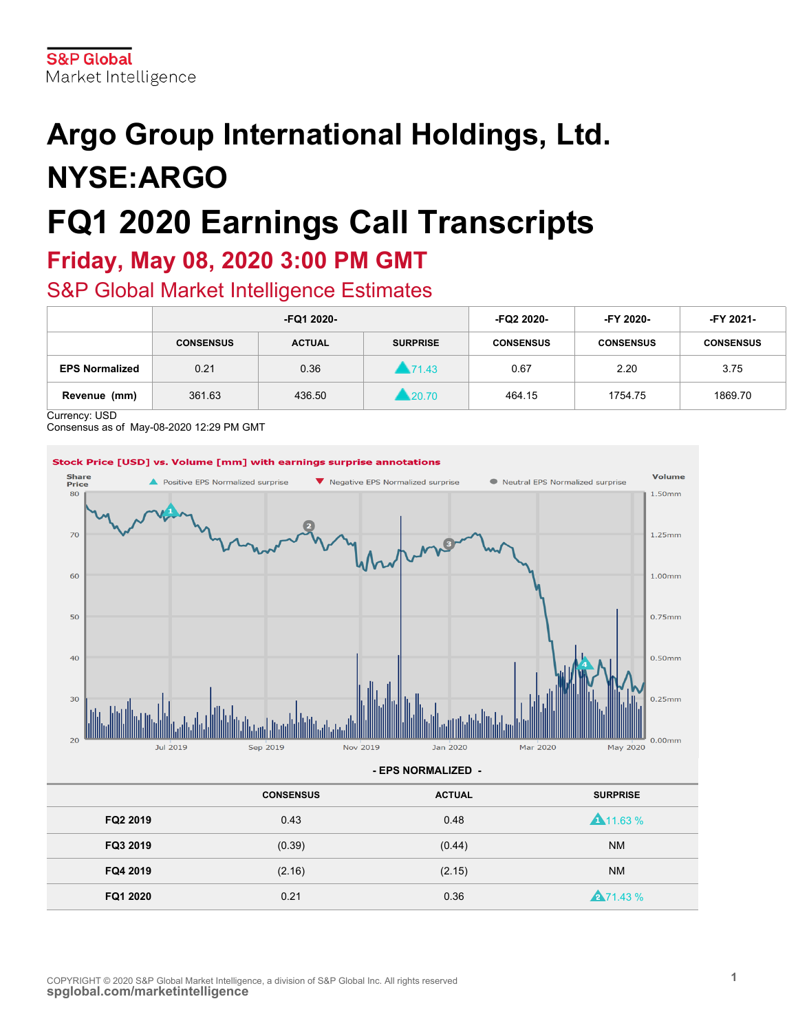S&P Global
Market Intelligence

# Argo Group International Holdings, Ltd.

# NYSE:ARGO

# FQ1 2020 Earnings Call Transcripts

## Friday, May 08, 2020 3:00 PM GMT

## S&P Global Market Intelligence Estimates

| | -FQ1 2020- | | | -FQ2 2020- | -FY 2020- | -FY 2021- |
|---|---|---|---|---|---|---|
| | CONSENSUS | ACTUAL | SURPRISE | CONSENSUS | CONSENSUS | CONSENSUS |
| **EPS Normalized** | 0.21 | 0.36 | ▲71.43 | 0.67 | 2.20 | 3.75 |
| **Revenue (mm)** | 361.63 | 436.50 | ▲20.70 | 464.15 | 1754.75 | 1869.70 |

Currency: USD
Consensus as of May-08-2020 12:29 PM GMT

**Stock Price [USD] vs. Volume [mm] with earnings surprise annotations**

Share Price | ▲ Positive EPS Normalized surprise | ▼ Negative EPS Normalized surprise | ● Neutral EPS Normalized surprise | Volume

- EPS NORMALIZED -

| | CONSENSUS | ACTUAL | SURPRISE |
|---|---|---|---|
| **FQ2 2019** | 0.43 | 0.48 | ▲11.63 % |
| **FQ3 2019** | (0.39) | (0.44) | NM |
| **FQ4 2019** | (2.16) | (2.15) | NM |
| **FQ1 2020** | 0.21 | 0.36 | ▲71.43 % |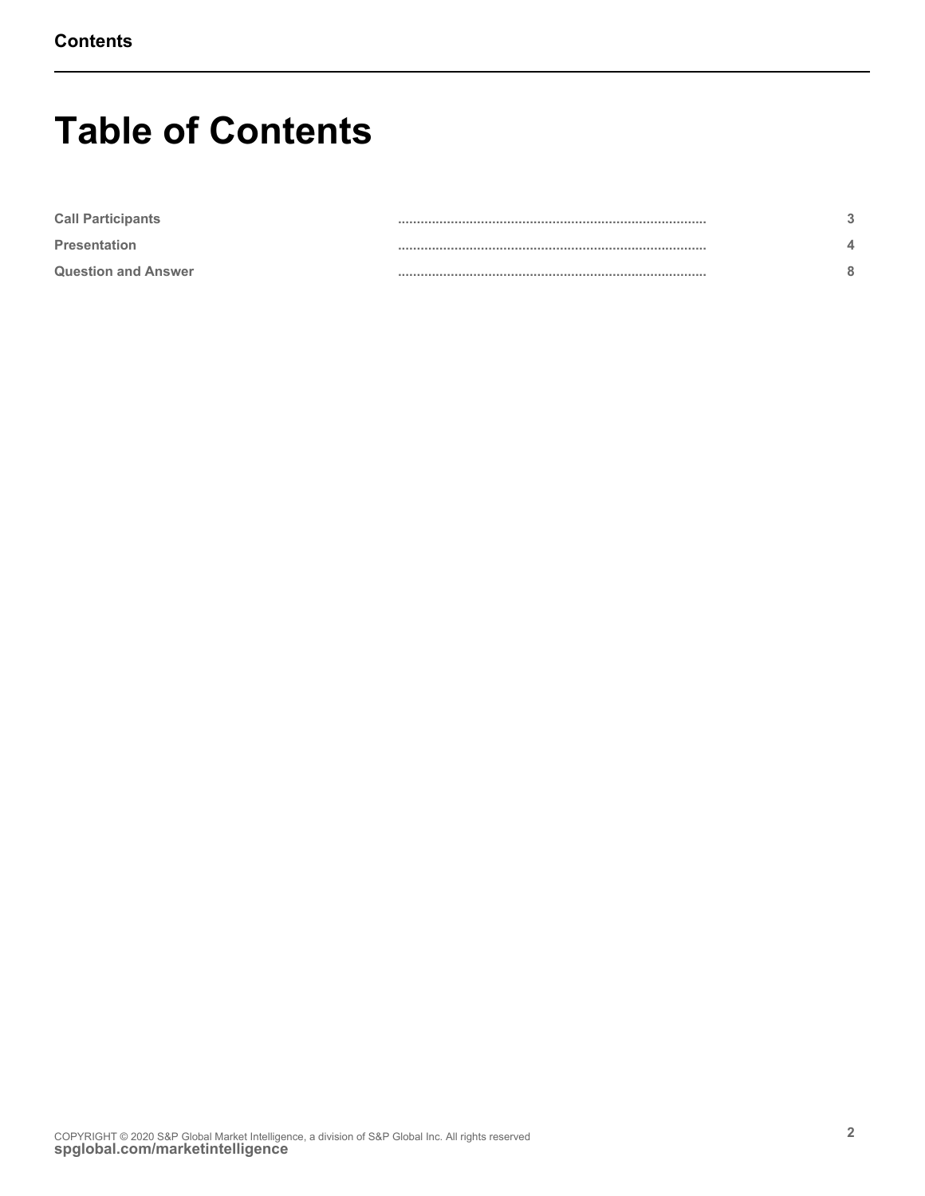# Table of Contents

| | |
|---|---|
| Call Participants | 3 |
| Presentation | 4 |
| Question and Answer | 8 |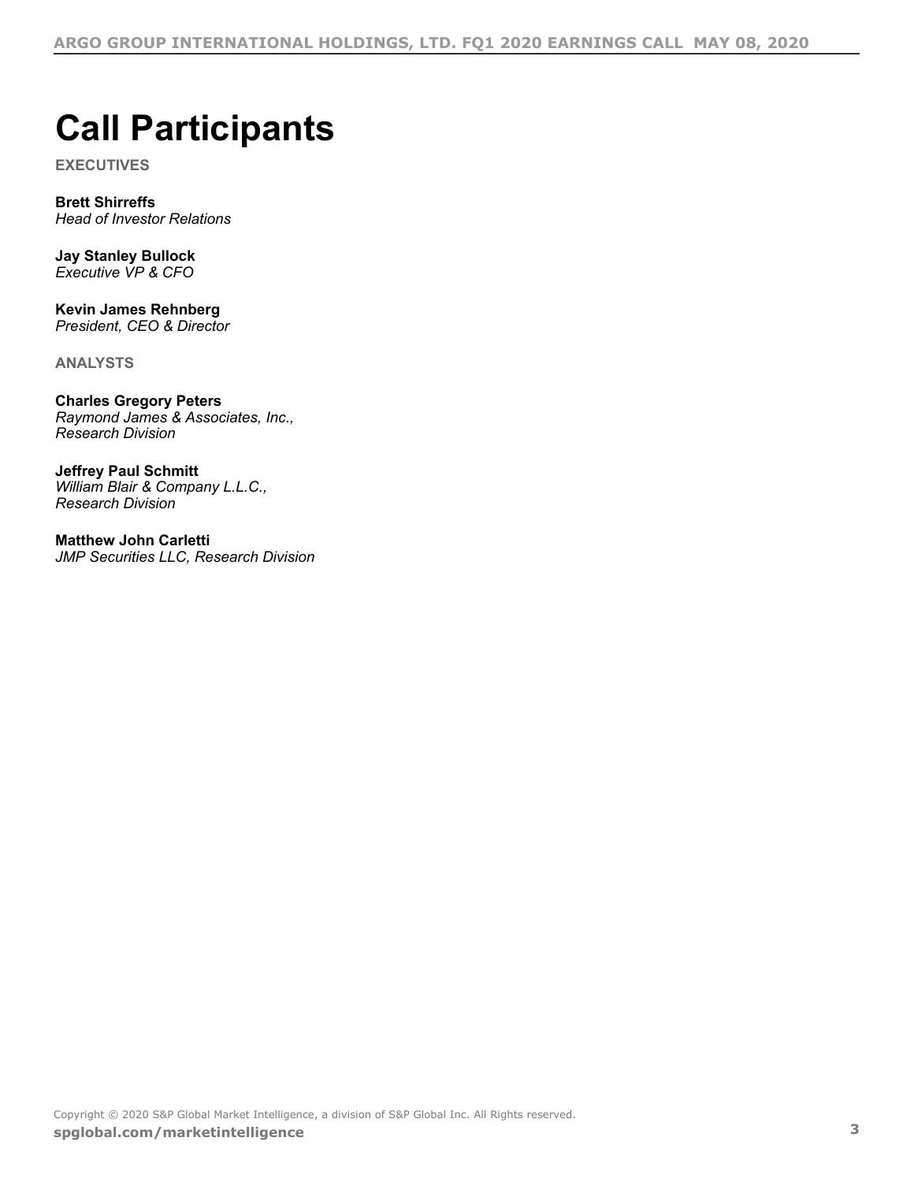# Call Participants

**EXECUTIVES**

**Brett Shirreffs**
*Head of Investor Relations*

**Jay Stanley Bullock**
*Executive VP & CFO*

**Kevin James Rehnberg**
*President, CEO & Director*

**ANALYSTS**

**Charles Gregory Peters**
*Raymond James & Associates, Inc., Research Division*

**Jeffrey Paul Schmitt**
*William Blair & Company L.L.C., Research Division*

**Matthew John Carletti**
*JMP Securities LLC, Research Division*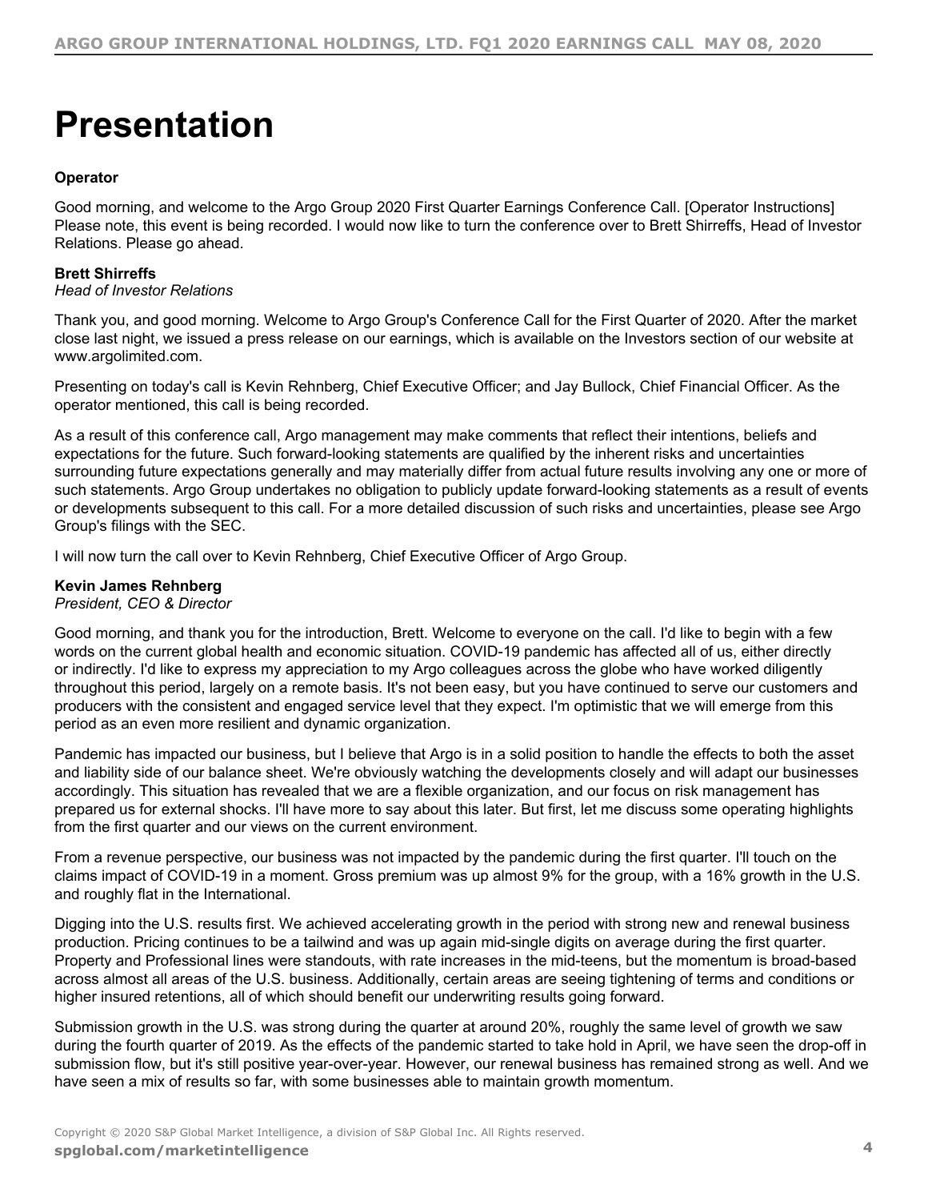# Presentation

**Operator**

Good morning, and welcome to the Argo Group 2020 First Quarter Earnings Conference Call. [Operator Instructions] Please note, this event is being recorded. I would now like to turn the conference over to Brett Shirreffs, Head of Investor Relations. Please go ahead.

**Brett Shirreffs**
*Head of Investor Relations*

Thank you, and good morning. Welcome to Argo Group's Conference Call for the First Quarter of 2020. After the market close last night, we issued a press release on our earnings, which is available on the Investors section of our website at www.argolimited.com.

Presenting on today's call is Kevin Rehnberg, Chief Executive Officer; and Jay Bullock, Chief Financial Officer. As the operator mentioned, this call is being recorded.

As a result of this conference call, Argo management may make comments that reflect their intentions, beliefs and expectations for the future. Such forward-looking statements are qualified by the inherent risks and uncertainties surrounding future expectations generally and may materially differ from actual future results involving any one or more of such statements. Argo Group undertakes no obligation to publicly update forward-looking statements as a result of events or developments subsequent to this call. For a more detailed discussion of such risks and uncertainties, please see Argo Group's filings with the SEC.

I will now turn the call over to Kevin Rehnberg, Chief Executive Officer of Argo Group.

**Kevin James Rehnberg**
*President, CEO & Director*

Good morning, and thank you for the introduction, Brett. Welcome to everyone on the call. I'd like to begin with a few words on the current global health and economic situation. COVID-19 pandemic has affected all of us, either directly or indirectly. I'd like to express my appreciation to my Argo colleagues across the globe who have worked diligently throughout this period, largely on a remote basis. It's not been easy, but you have continued to serve our customers and producers with the consistent and engaged service level that they expect. I'm optimistic that we will emerge from this period as an even more resilient and dynamic organization.

Pandemic has impacted our business, but I believe that Argo is in a solid position to handle the effects to both the asset and liability side of our balance sheet. We're obviously watching the developments closely and will adapt our businesses accordingly. This situation has revealed that we are a flexible organization, and our focus on risk management has prepared us for external shocks. I'll have more to say about this later. But first, let me discuss some operating highlights from the first quarter and our views on the current environment.

From a revenue perspective, our business was not impacted by the pandemic during the first quarter. I'll touch on the claims impact of COVID-19 in a moment. Gross premium was up almost 9% for the group, with a 16% growth in the U.S. and roughly flat in the International.

Digging into the U.S. results first. We achieved accelerating growth in the period with strong new and renewal business production. Pricing continues to be a tailwind and was up again mid-single digits on average during the first quarter. Property and Professional lines were standouts, with rate increases in the mid-teens, but the momentum is broad-based across almost all areas of the U.S. business. Additionally, certain areas are seeing tightening of terms and conditions or higher insured retentions, all of which should benefit our underwriting results going forward.

Submission growth in the U.S. was strong during the quarter at around 20%, roughly the same level of growth we saw during the fourth quarter of 2019. As the effects of the pandemic started to take hold in April, we have seen the drop-off in submission flow, but it's still positive year-over-year. However, our renewal business has remained strong as well. And we have seen a mix of results so far, with some businesses able to maintain growth momentum.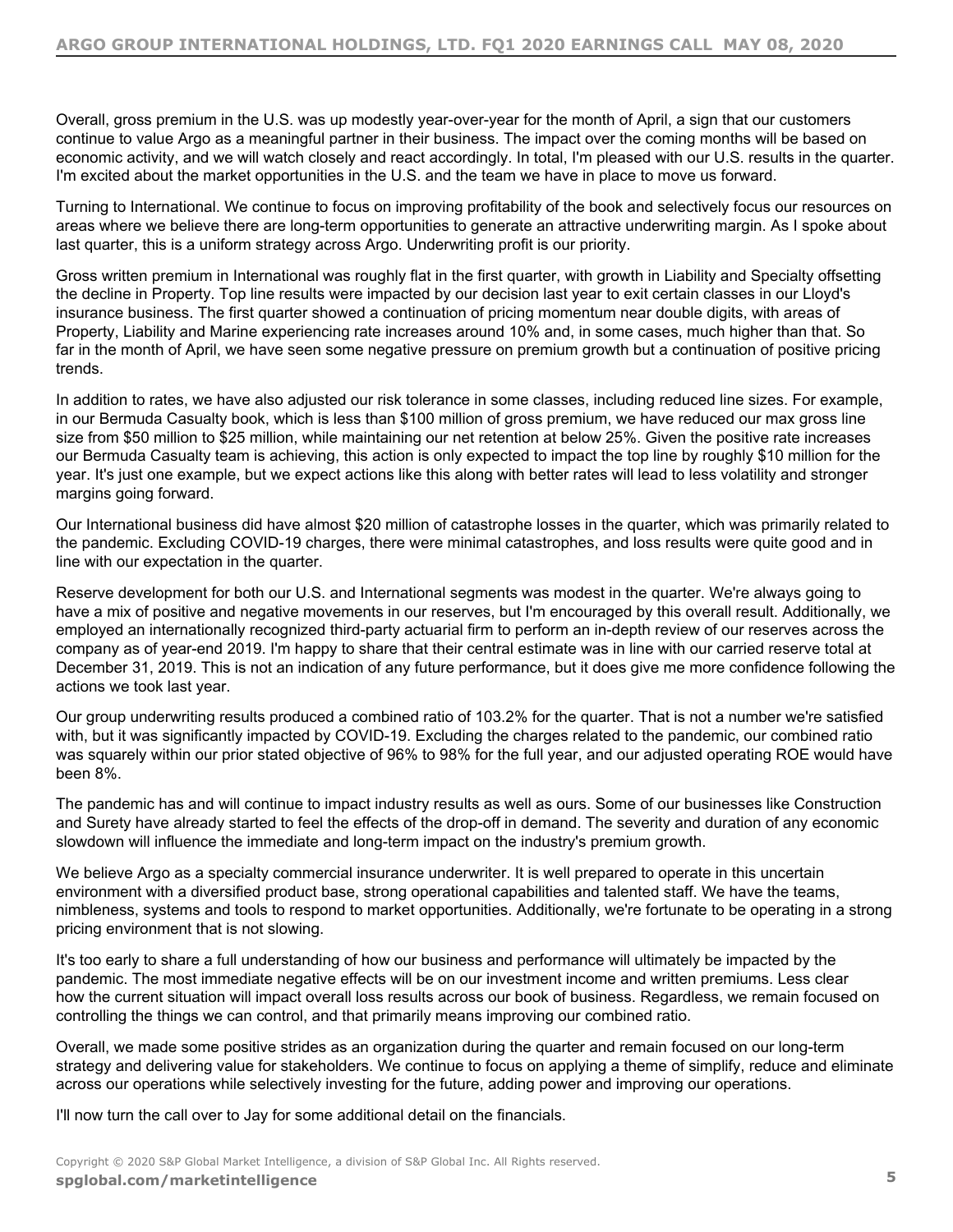Overall, gross premium in the U.S. was up modestly year-over-year for the month of April, a sign that our customers continue to value Argo as a meaningful partner in their business. The impact over the coming months will be based on economic activity, and we will watch closely and react accordingly. In total, I'm pleased with our U.S. results in the quarter. I'm excited about the market opportunities in the U.S. and the team we have in place to move us forward.

Turning to International. We continue to focus on improving profitability of the book and selectively focus our resources on areas where we believe there are long-term opportunities to generate an attractive underwriting margin. As I spoke about last quarter, this is a uniform strategy across Argo. Underwriting profit is our priority.

Gross written premium in International was roughly flat in the first quarter, with growth in Liability and Specialty offsetting the decline in Property. Top line results were impacted by our decision last year to exit certain classes in our Lloyd's insurance business. The first quarter showed a continuation of pricing momentum near double digits, with areas of Property, Liability and Marine experiencing rate increases around 10% and, in some cases, much higher than that. So far in the month of April, we have seen some negative pressure on premium growth but a continuation of positive pricing trends.

In addition to rates, we have also adjusted our risk tolerance in some classes, including reduced line sizes. For example, in our Bermuda Casualty book, which is less than $100 million of gross premium, we have reduced our max gross line size from $50 million to $25 million, while maintaining our net retention at below 25%. Given the positive rate increases our Bermuda Casualty team is achieving, this action is only expected to impact the top line by roughly $10 million for the year. It's just one example, but we expect actions like this along with better rates will lead to less volatility and stronger margins going forward.

Our International business did have almost $20 million of catastrophe losses in the quarter, which was primarily related to the pandemic. Excluding COVID-19 charges, there were minimal catastrophes, and loss results were quite good and in line with our expectation in the quarter.

Reserve development for both our U.S. and International segments was modest in the quarter. We're always going to have a mix of positive and negative movements in our reserves, but I'm encouraged by this overall result. Additionally, we employed an internationally recognized third-party actuarial firm to perform an in-depth review of our reserves across the company as of year-end 2019. I'm happy to share that their central estimate was in line with our carried reserve total at December 31, 2019. This is not an indication of any future performance, but it does give me more confidence following the actions we took last year.

Our group underwriting results produced a combined ratio of 103.2% for the quarter. That is not a number we're satisfied with, but it was significantly impacted by COVID-19. Excluding the charges related to the pandemic, our combined ratio was squarely within our prior stated objective of 96% to 98% for the full year, and our adjusted operating ROE would have been 8%.

The pandemic has and will continue to impact industry results as well as ours. Some of our businesses like Construction and Surety have already started to feel the effects of the drop-off in demand. The severity and duration of any economic slowdown will influence the immediate and long-term impact on the industry's premium growth.

We believe Argo as a specialty commercial insurance underwriter. It is well prepared to operate in this uncertain environment with a diversified product base, strong operational capabilities and talented staff. We have the teams, nimbleness, systems and tools to respond to market opportunities. Additionally, we're fortunate to be operating in a strong pricing environment that is not slowing.

It's too early to share a full understanding of how our business and performance will ultimately be impacted by the pandemic. The most immediate negative effects will be on our investment income and written premiums. Less clear how the current situation will impact overall loss results across our book of business. Regardless, we remain focused on controlling the things we can control, and that primarily means improving our combined ratio.

Overall, we made some positive strides as an organization during the quarter and remain focused on our long-term strategy and delivering value for stakeholders. We continue to focus on applying a theme of simplify, reduce and eliminate across our operations while selectively investing for the future, adding power and improving our operations.

I'll now turn the call over to Jay for some additional detail on the financials.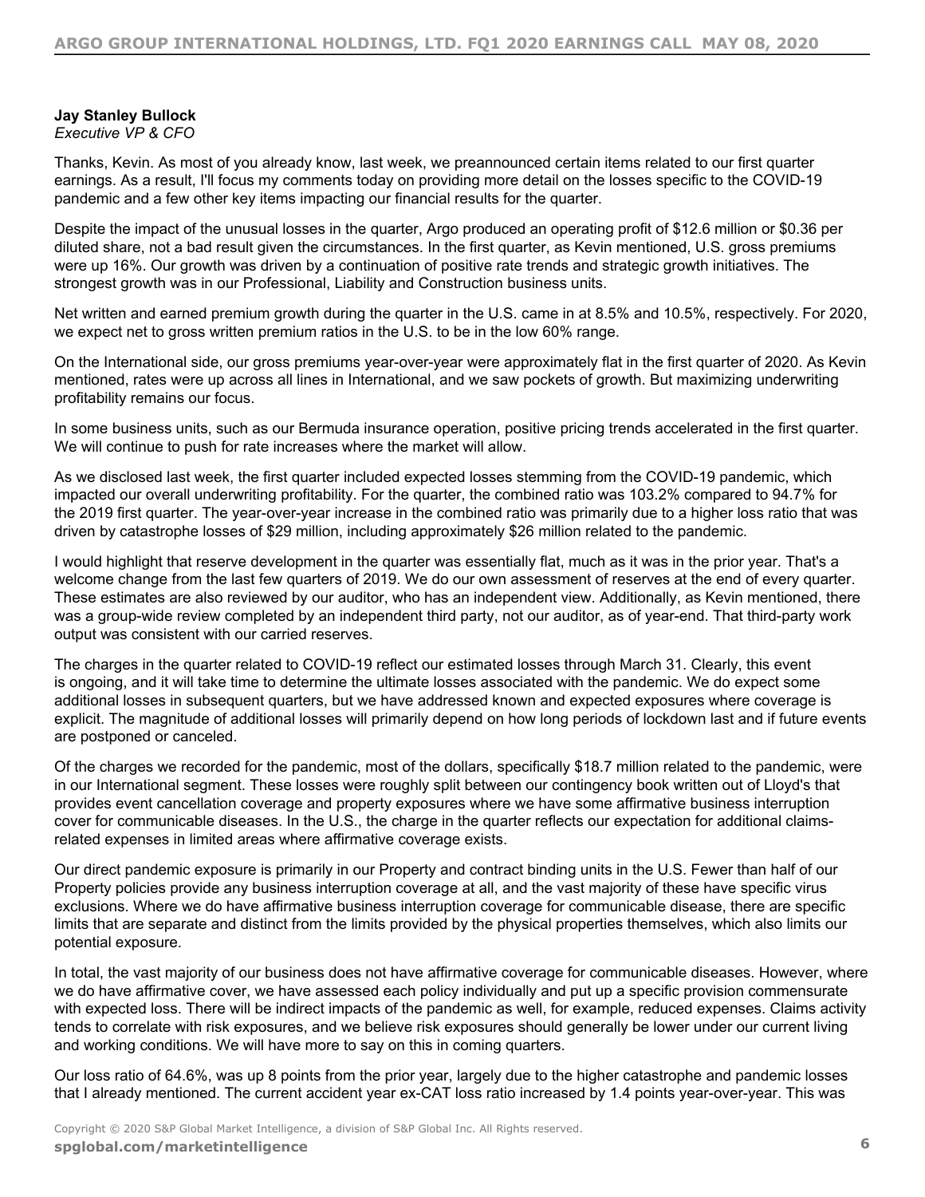**Jay Stanley Bullock**
*Executive VP & CFO*

Thanks, Kevin. As most of you already know, last week, we preannounced certain items related to our first quarter earnings. As a result, I'll focus my comments today on providing more detail on the losses specific to the COVID-19 pandemic and a few other key items impacting our financial results for the quarter.

Despite the impact of the unusual losses in the quarter, Argo produced an operating profit of $12.6 million or $0.36 per diluted share, not a bad result given the circumstances. In the first quarter, as Kevin mentioned, U.S. gross premiums were up 16%. Our growth was driven by a continuation of positive rate trends and strategic growth initiatives. The strongest growth was in our Professional, Liability and Construction business units.

Net written and earned premium growth during the quarter in the U.S. came in at 8.5% and 10.5%, respectively. For 2020, we expect net to gross written premium ratios in the U.S. to be in the low 60% range.

On the International side, our gross premiums year-over-year were approximately flat in the first quarter of 2020. As Kevin mentioned, rates were up across all lines in International, and we saw pockets of growth. But maximizing underwriting profitability remains our focus.

In some business units, such as our Bermuda insurance operation, positive pricing trends accelerated in the first quarter. We will continue to push for rate increases where the market will allow.

As we disclosed last week, the first quarter included expected losses stemming from the COVID-19 pandemic, which impacted our overall underwriting profitability. For the quarter, the combined ratio was 103.2% compared to 94.7% for the 2019 first quarter. The year-over-year increase in the combined ratio was primarily due to a higher loss ratio that was driven by catastrophe losses of $29 million, including approximately $26 million related to the pandemic.

I would highlight that reserve development in the quarter was essentially flat, much as it was in the prior year. That's a welcome change from the last few quarters of 2019. We do our own assessment of reserves at the end of every quarter. These estimates are also reviewed by our auditor, who has an independent view. Additionally, as Kevin mentioned, there was a group-wide review completed by an independent third party, not our auditor, as of year-end. That third-party work output was consistent with our carried reserves.

The charges in the quarter related to COVID-19 reflect our estimated losses through March 31. Clearly, this event is ongoing, and it will take time to determine the ultimate losses associated with the pandemic. We do expect some additional losses in subsequent quarters, but we have addressed known and expected exposures where coverage is explicit. The magnitude of additional losses will primarily depend on how long periods of lockdown last and if future events are postponed or canceled.

Of the charges we recorded for the pandemic, most of the dollars, specifically $18.7 million related to the pandemic, were in our International segment. These losses were roughly split between our contingency book written out of Lloyd's that provides event cancellation coverage and property exposures where we have some affirmative business interruption cover for communicable diseases. In the U.S., the charge in the quarter reflects our expectation for additional claims-related expenses in limited areas where affirmative coverage exists.

Our direct pandemic exposure is primarily in our Property and contract binding units in the U.S. Fewer than half of our Property policies provide any business interruption coverage at all, and the vast majority of these have specific virus exclusions. Where we do have affirmative business interruption coverage for communicable disease, there are specific limits that are separate and distinct from the limits provided by the physical properties themselves, which also limits our potential exposure.

In total, the vast majority of our business does not have affirmative coverage for communicable diseases. However, where we do have affirmative cover, we have assessed each policy individually and put up a specific provision commensurate with expected loss. There will be indirect impacts of the pandemic as well, for example, reduced expenses. Claims activity tends to correlate with risk exposures, and we believe risk exposures should generally be lower under our current living and working conditions. We will have more to say on this in coming quarters.

Our loss ratio of 64.6%, was up 8 points from the prior year, largely due to the higher catastrophe and pandemic losses that I already mentioned. The current accident year ex-CAT loss ratio increased by 1.4 points year-over-year. This was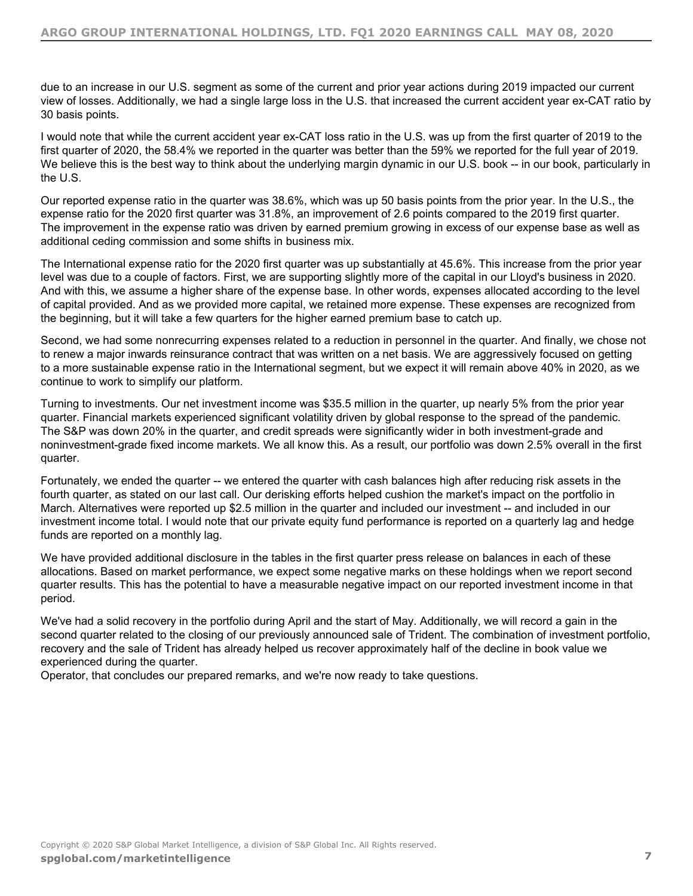due to an increase in our U.S. segment as some of the current and prior year actions during 2019 impacted our current view of losses. Additionally, we had a single large loss in the U.S. that increased the current accident year ex-CAT ratio by 30 basis points.

I would note that while the current accident year ex-CAT loss ratio in the U.S. was up from the first quarter of 2019 to the first quarter of 2020, the 58.4% we reported in the quarter was better than the 59% we reported for the full year of 2019. We believe this is the best way to think about the underlying margin dynamic in our U.S. book -- in our book, particularly in the U.S.

Our reported expense ratio in the quarter was 38.6%, which was up 50 basis points from the prior year. In the U.S., the expense ratio for the 2020 first quarter was 31.8%, an improvement of 2.6 points compared to the 2019 first quarter. The improvement in the expense ratio was driven by earned premium growing in excess of our expense base as well as additional ceding commission and some shifts in business mix.

The International expense ratio for the 2020 first quarter was up substantially at 45.6%. This increase from the prior year level was due to a couple of factors. First, we are supporting slightly more of the capital in our Lloyd's business in 2020. And with this, we assume a higher share of the expense base. In other words, expenses allocated according to the level of capital provided. And as we provided more capital, we retained more expense. These expenses are recognized from the beginning, but it will take a few quarters for the higher earned premium base to catch up.

Second, we had some nonrecurring expenses related to a reduction in personnel in the quarter. And finally, we chose not to renew a major inwards reinsurance contract that was written on a net basis. We are aggressively focused on getting to a more sustainable expense ratio in the International segment, but we expect it will remain above 40% in 2020, as we continue to work to simplify our platform.

Turning to investments. Our net investment income was $35.5 million in the quarter, up nearly 5% from the prior year quarter. Financial markets experienced significant volatility driven by global response to the spread of the pandemic. The S&P was down 20% in the quarter, and credit spreads were significantly wider in both investment-grade and noninvestment-grade fixed income markets. We all know this. As a result, our portfolio was down 2.5% overall in the first quarter.

Fortunately, we ended the quarter -- we entered the quarter with cash balances high after reducing risk assets in the fourth quarter, as stated on our last call. Our derisking efforts helped cushion the market's impact on the portfolio in March. Alternatives were reported up $2.5 million in the quarter and included our investment -- and included in our investment income total. I would note that our private equity fund performance is reported on a quarterly lag and hedge funds are reported on a monthly lag.

We have provided additional disclosure in the tables in the first quarter press release on balances in each of these allocations. Based on market performance, we expect some negative marks on these holdings when we report second quarter results. This has the potential to have a measurable negative impact on our reported investment income in that period.

We've had a solid recovery in the portfolio during April and the start of May. Additionally, we will record a gain in the second quarter related to the closing of our previously announced sale of Trident. The combination of investment portfolio, recovery and the sale of Trident has already helped us recover approximately half of the decline in book value we experienced during the quarter.

Operator, that concludes our prepared remarks, and we're now ready to take questions.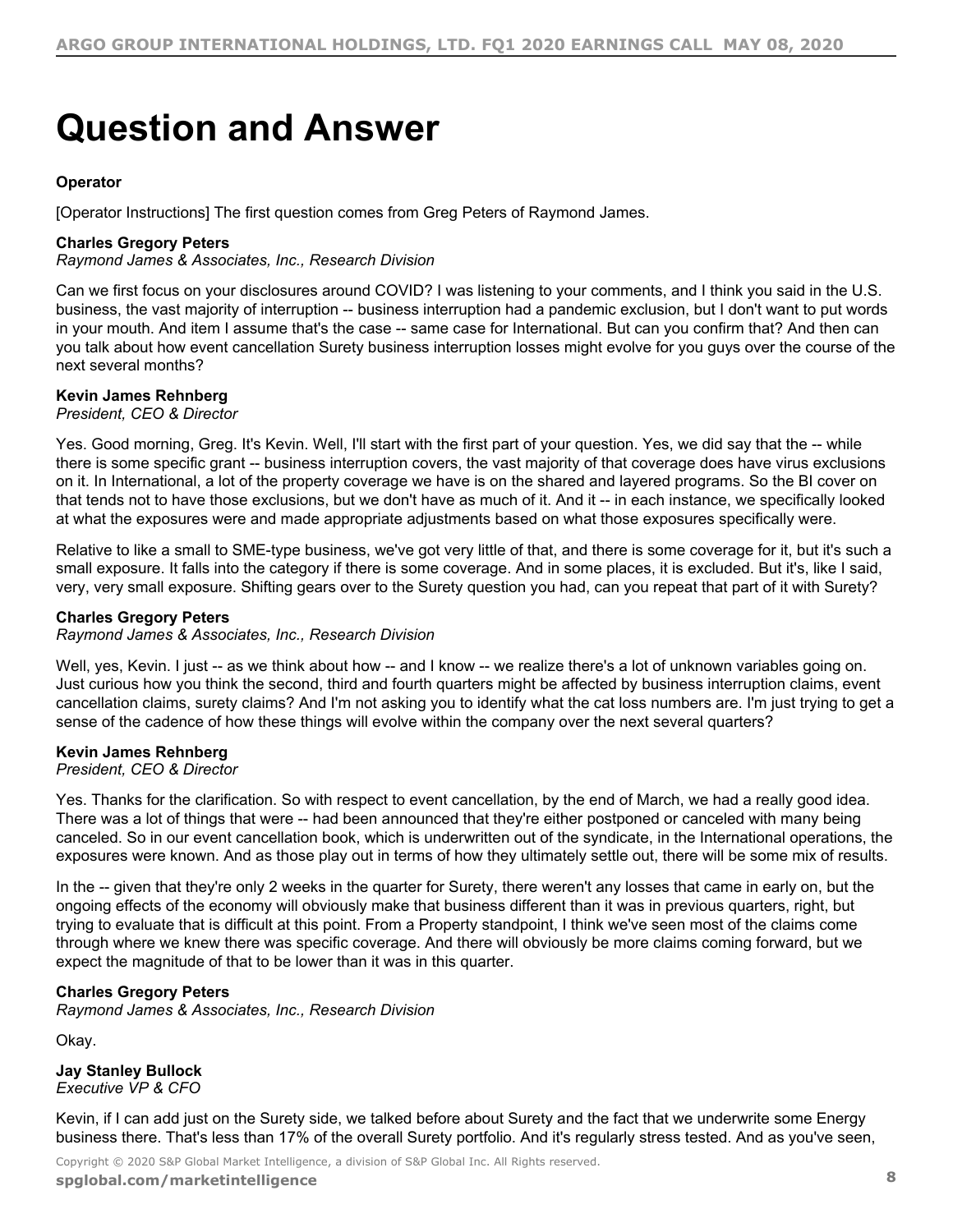# Question and Answer

**Operator**

[Operator Instructions] The first question comes from Greg Peters of Raymond James.

**Charles Gregory Peters**
*Raymond James & Associates, Inc., Research Division*

Can we first focus on your disclosures around COVID? I was listening to your comments, and I think you said in the U.S. business, the vast majority of interruption -- business interruption had a pandemic exclusion, but I don't want to put words in your mouth. And item I assume that's the case -- same case for International. But can you confirm that? And then can you talk about how event cancellation Surety business interruption losses might evolve for you guys over the course of the next several months?

**Kevin James Rehnberg**
*President, CEO & Director*

Yes. Good morning, Greg. It's Kevin. Well, I'll start with the first part of your question. Yes, we did say that the -- while there is some specific grant -- business interruption covers, the vast majority of that coverage does have virus exclusions on it. In International, a lot of the property coverage we have is on the shared and layered programs. So the BI cover on that tends not to have those exclusions, but we don't have as much of it. And it -- in each instance, we specifically looked at what the exposures were and made appropriate adjustments based on what those exposures specifically were.

Relative to like a small to SME-type business, we've got very little of that, and there is some coverage for it, but it's such a small exposure. It falls into the category if there is some coverage. And in some places, it is excluded. But it's, like I said, very, very small exposure. Shifting gears over to the Surety question you had, can you repeat that part of it with Surety?

**Charles Gregory Peters**
*Raymond James & Associates, Inc., Research Division*

Well, yes, Kevin. I just -- as we think about how -- and I know -- we realize there's a lot of unknown variables going on. Just curious how you think the second, third and fourth quarters might be affected by business interruption claims, event cancellation claims, surety claims? And I'm not asking you to identify what the cat loss numbers are. I'm just trying to get a sense of the cadence of how these things will evolve within the company over the next several quarters?

**Kevin James Rehnberg**
*President, CEO & Director*

Yes. Thanks for the clarification. So with respect to event cancellation, by the end of March, we had a really good idea. There was a lot of things that were -- had been announced that they're either postponed or canceled with many being canceled. So in our event cancellation book, which is underwritten out of the syndicate, in the International operations, the exposures were known. And as those play out in terms of how they ultimately settle out, there will be some mix of results.

In the -- given that they're only 2 weeks in the quarter for Surety, there weren't any losses that came in early on, but the ongoing effects of the economy will obviously make that business different than it was in previous quarters, right, but trying to evaluate that is difficult at this point. From a Property standpoint, I think we've seen most of the claims come through where we knew there was specific coverage. And there will obviously be more claims coming forward, but we expect the magnitude of that to be lower than it was in this quarter.

**Charles Gregory Peters**
*Raymond James & Associates, Inc., Research Division*

Okay.

**Jay Stanley Bullock**
*Executive VP & CFO*

Kevin, if I can add just on the Surety side, we talked before about Surety and the fact that we underwrite some Energy business there. That's less than 17% of the overall Surety portfolio. And it's regularly stress tested. And as you've seen,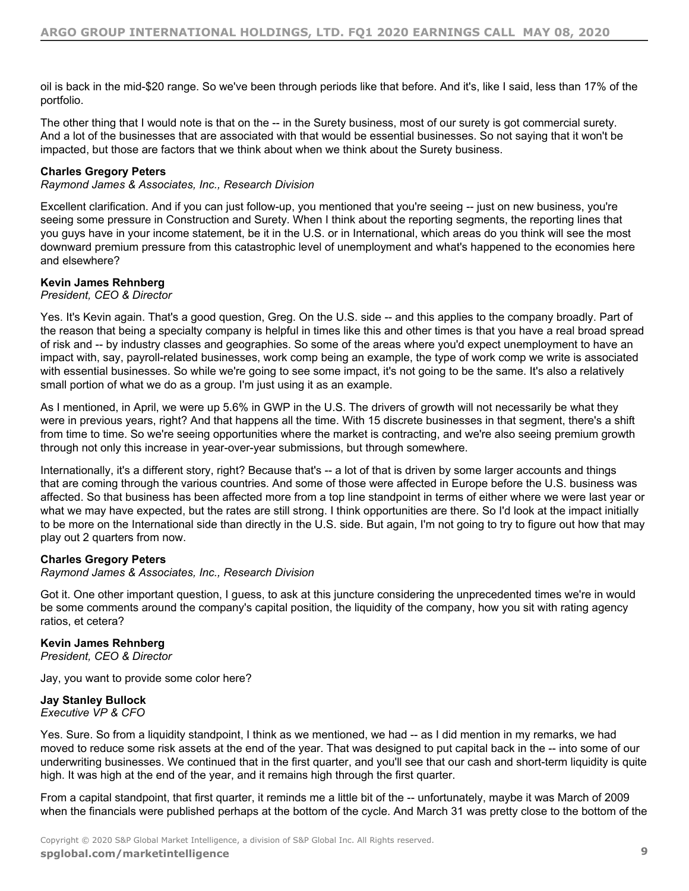oil is back in the mid-$20 range. So we've been through periods like that before. And it's, like I said, less than 17% of the portfolio.

The other thing that I would note is that on the -- in the Surety business, most of our surety is got commercial surety. And a lot of the businesses that are associated with that would be essential businesses. So not saying that it won't be impacted, but those are factors that we think about when we think about the Surety business.

**Charles Gregory Peters**
*Raymond James & Associates, Inc., Research Division*

Excellent clarification. And if you can just follow-up, you mentioned that you're seeing -- just on new business, you're seeing some pressure in Construction and Surety. When I think about the reporting segments, the reporting lines that you guys have in your income statement, be it in the U.S. or in International, which areas do you think will see the most downward premium pressure from this catastrophic level of unemployment and what's happened to the economies here and elsewhere?

**Kevin James Rehnberg**
*President, CEO & Director*

Yes. It's Kevin again. That's a good question, Greg. On the U.S. side -- and this applies to the company broadly. Part of the reason that being a specialty company is helpful in times like this and other times is that you have a real broad spread of risk and -- by industry classes and geographies. So some of the areas where you'd expect unemployment to have an impact with, say, payroll-related businesses, work comp being an example, the type of work comp we write is associated with essential businesses. So while we're going to see some impact, it's not going to be the same. It's also a relatively small portion of what we do as a group. I'm just using it as an example.

As I mentioned, in April, we were up 5.6% in GWP in the U.S. The drivers of growth will not necessarily be what they were in previous years, right? And that happens all the time. With 15 discrete businesses in that segment, there's a shift from time to time. So we're seeing opportunities where the market is contracting, and we're also seeing premium growth through not only this increase in year-over-year submissions, but through somewhere.

Internationally, it's a different story, right? Because that's -- a lot of that is driven by some larger accounts and things that are coming through the various countries. And some of those were affected in Europe before the U.S. business was affected. So that business has been affected more from a top line standpoint in terms of either where we were last year or what we may have expected, but the rates are still strong. I think opportunities are there. So I'd look at the impact initially to be more on the International side than directly in the U.S. side. But again, I'm not going to try to figure out how that may play out 2 quarters from now.

**Charles Gregory Peters**
*Raymond James & Associates, Inc., Research Division*

Got it. One other important question, I guess, to ask at this juncture considering the unprecedented times we're in would be some comments around the company's capital position, the liquidity of the company, how you sit with rating agency ratios, et cetera?

**Kevin James Rehnberg**
*President, CEO & Director*

Jay, you want to provide some color here?

**Jay Stanley Bullock**
*Executive VP & CFO*

Yes. Sure. So from a liquidity standpoint, I think as we mentioned, we had -- as I did mention in my remarks, we had moved to reduce some risk assets at the end of the year. That was designed to put capital back in the -- into some of our underwriting businesses. We continued that in the first quarter, and you'll see that our cash and short-term liquidity is quite high. It was high at the end of the year, and it remains high through the first quarter.

From a capital standpoint, that first quarter, it reminds me a little bit of the -- unfortunately, maybe it was March of 2009 when the financials were published perhaps at the bottom of the cycle. And March 31 was pretty close to the bottom of the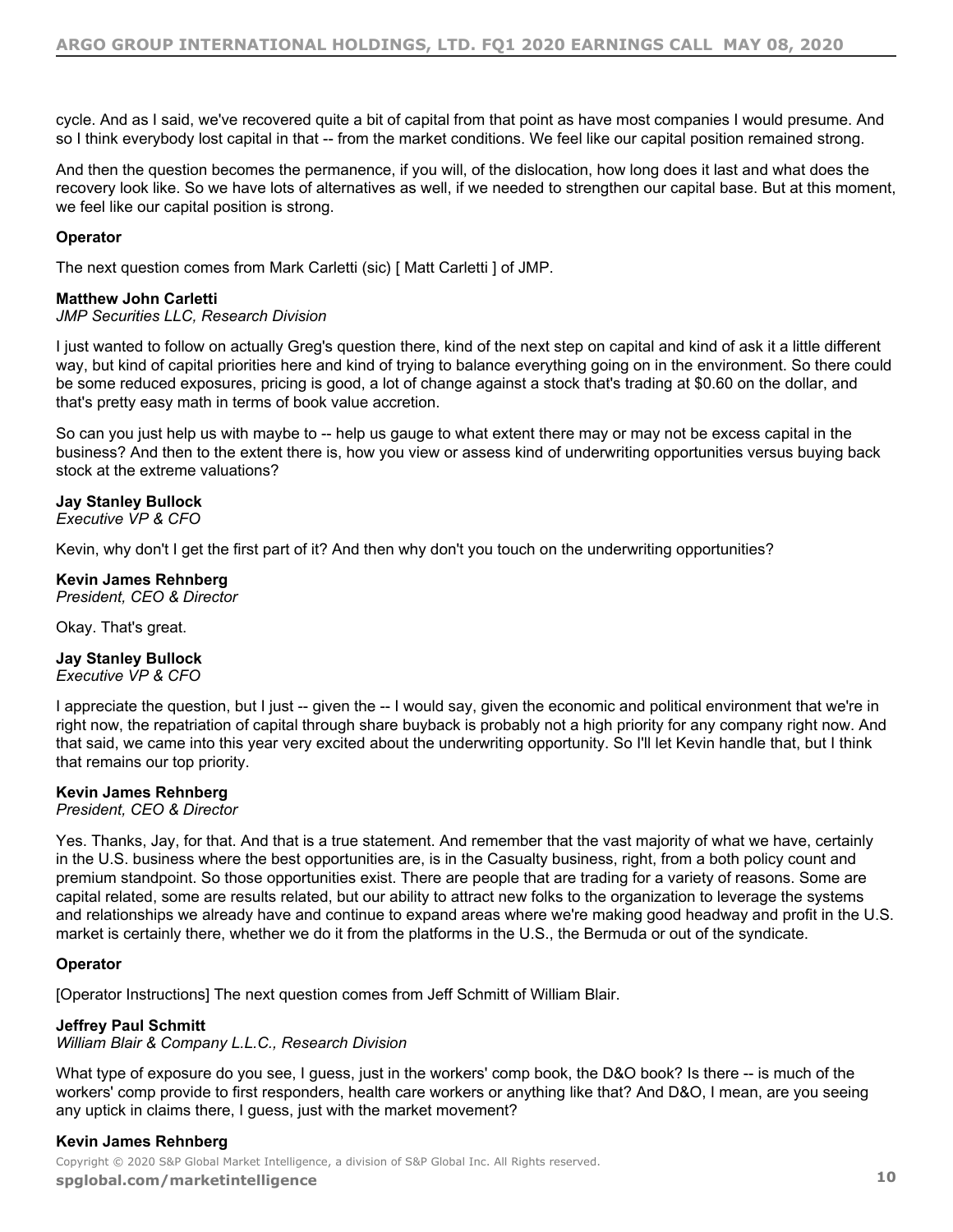cycle. And as I said, we've recovered quite a bit of capital from that point as have most companies I would presume. And so I think everybody lost capital in that -- from the market conditions. We feel like our capital position remained strong.

And then the question becomes the permanence, if you will, of the dislocation, how long does it last and what does the recovery look like. So we have lots of alternatives as well, if we needed to strengthen our capital base. But at this moment, we feel like our capital position is strong.

**Operator**

The next question comes from Mark Carletti (sic) [ Matt Carletti ] of JMP.

**Matthew John Carletti**
*JMP Securities LLC, Research Division*

I just wanted to follow on actually Greg's question there, kind of the next step on capital and kind of ask it a little different way, but kind of capital priorities here and kind of trying to balance everything going on in the environment. So there could be some reduced exposures, pricing is good, a lot of change against a stock that's trading at $0.60 on the dollar, and that's pretty easy math in terms of book value accretion.

So can you just help us with maybe to -- help us gauge to what extent there may or may not be excess capital in the business? And then to the extent there is, how you view or assess kind of underwriting opportunities versus buying back stock at the extreme valuations?

**Jay Stanley Bullock**
*Executive VP & CFO*

Kevin, why don't I get the first part of it? And then why don't you touch on the underwriting opportunities?

**Kevin James Rehnberg**
*President, CEO & Director*

Okay. That's great.

**Jay Stanley Bullock**
*Executive VP & CFO*

I appreciate the question, but I just -- given the -- I would say, given the economic and political environment that we're in right now, the repatriation of capital through share buyback is probably not a high priority for any company right now. And that said, we came into this year very excited about the underwriting opportunity. So I'll let Kevin handle that, but I think that remains our top priority.

**Kevin James Rehnberg**
*President, CEO & Director*

Yes. Thanks, Jay, for that. And that is a true statement. And remember that the vast majority of what we have, certainly in the U.S. business where the best opportunities are, is in the Casualty business, right, from a both policy count and premium standpoint. So those opportunities exist. There are people that are trading for a variety of reasons. Some are capital related, some are results related, but our ability to attract new folks to the organization to leverage the systems and relationships we already have and continue to expand areas where we're making good headway and profit in the U.S. market is certainly there, whether we do it from the platforms in the U.S., the Bermuda or out of the syndicate.

**Operator**

[Operator Instructions] The next question comes from Jeff Schmitt of William Blair.

**Jeffrey Paul Schmitt**
*William Blair & Company L.L.C., Research Division*

What type of exposure do you see, I guess, just in the workers' comp book, the D&O book? Is there -- is much of the workers' comp provide to first responders, health care workers or anything like that? And D&O, I mean, are you seeing any uptick in claims there, I guess, just with the market movement?

**Kevin James Rehnberg**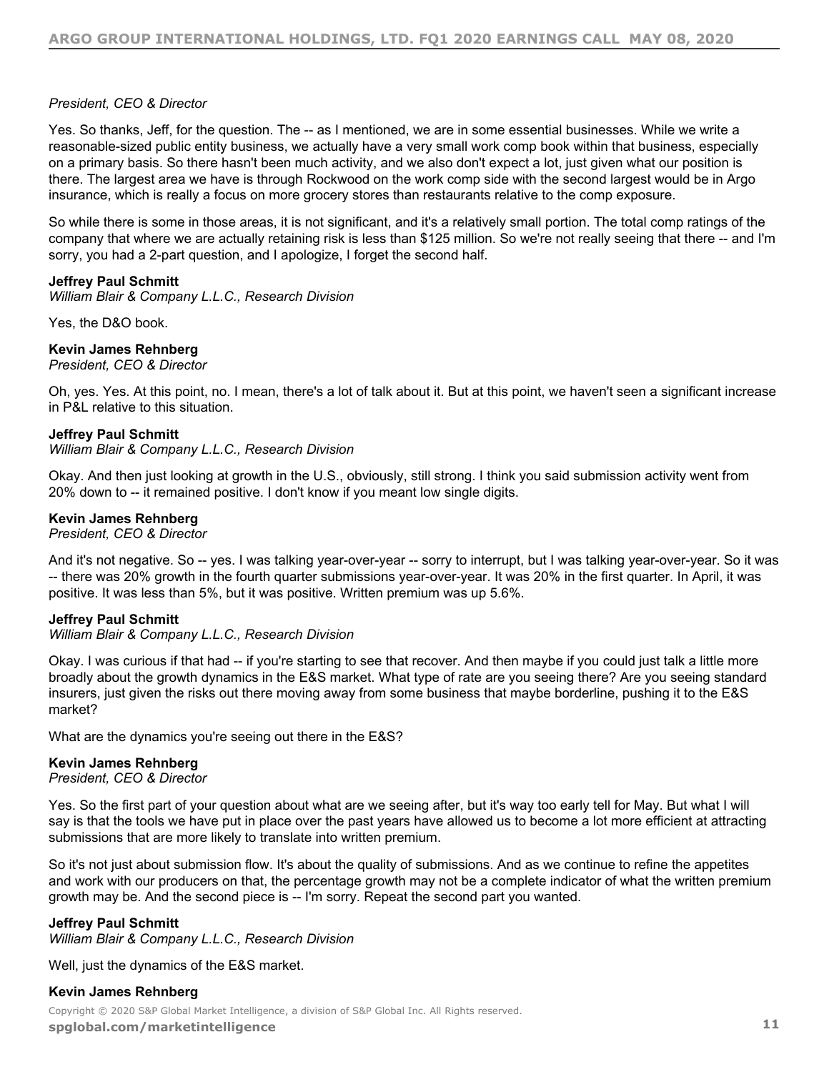*President, CEO & Director*

Yes. So thanks, Jeff, for the question. The -- as I mentioned, we are in some essential businesses. While we write a reasonable-sized public entity business, we actually have a very small work comp book within that business, especially on a primary basis. So there hasn't been much activity, and we also don't expect a lot, just given what our position is there. The largest area we have is through Rockwood on the work comp side with the second largest would be in Argo insurance, which is really a focus on more grocery stores than restaurants relative to the comp exposure.

So while there is some in those areas, it is not significant, and it's a relatively small portion. The total comp ratings of the company that where we are actually retaining risk is less than $125 million. So we're not really seeing that there -- and I'm sorry, you had a 2-part question, and I apologize, I forget the second half.

**Jeffrey Paul Schmitt**
*William Blair & Company L.L.C., Research Division*

Yes, the D&O book.

**Kevin James Rehnberg**
*President, CEO & Director*

Oh, yes. Yes. At this point, no. I mean, there's a lot of talk about it. But at this point, we haven't seen a significant increase in P&L relative to this situation.

**Jeffrey Paul Schmitt**
*William Blair & Company L.L.C., Research Division*

Okay. And then just looking at growth in the U.S., obviously, still strong. I think you said submission activity went from 20% down to -- it remained positive. I don't know if you meant low single digits.

**Kevin James Rehnberg**
*President, CEO & Director*

And it's not negative. So -- yes. I was talking year-over-year -- sorry to interrupt, but I was talking year-over-year. So it was -- there was 20% growth in the fourth quarter submissions year-over-year. It was 20% in the first quarter. In April, it was positive. It was less than 5%, but it was positive. Written premium was up 5.6%.

**Jeffrey Paul Schmitt**
*William Blair & Company L.L.C., Research Division*

Okay. I was curious if that had -- if you're starting to see that recover. And then maybe if you could just talk a little more broadly about the growth dynamics in the E&S market. What type of rate are you seeing there? Are you seeing standard insurers, just given the risks out there moving away from some business that maybe borderline, pushing it to the E&S market?

What are the dynamics you're seeing out there in the E&S?

**Kevin James Rehnberg**
*President, CEO & Director*

Yes. So the first part of your question about what are we seeing after, but it's way too early tell for May. But what I will say is that the tools we have put in place over the past years have allowed us to become a lot more efficient at attracting submissions that are more likely to translate into written premium.

So it's not just about submission flow. It's about the quality of submissions. And as we continue to refine the appetites and work with our producers on that, the percentage growth may not be a complete indicator of what the written premium growth may be. And the second piece is -- I'm sorry. Repeat the second part you wanted.

**Jeffrey Paul Schmitt**
*William Blair & Company L.L.C., Research Division*

Well, just the dynamics of the E&S market.

**Kevin James Rehnberg**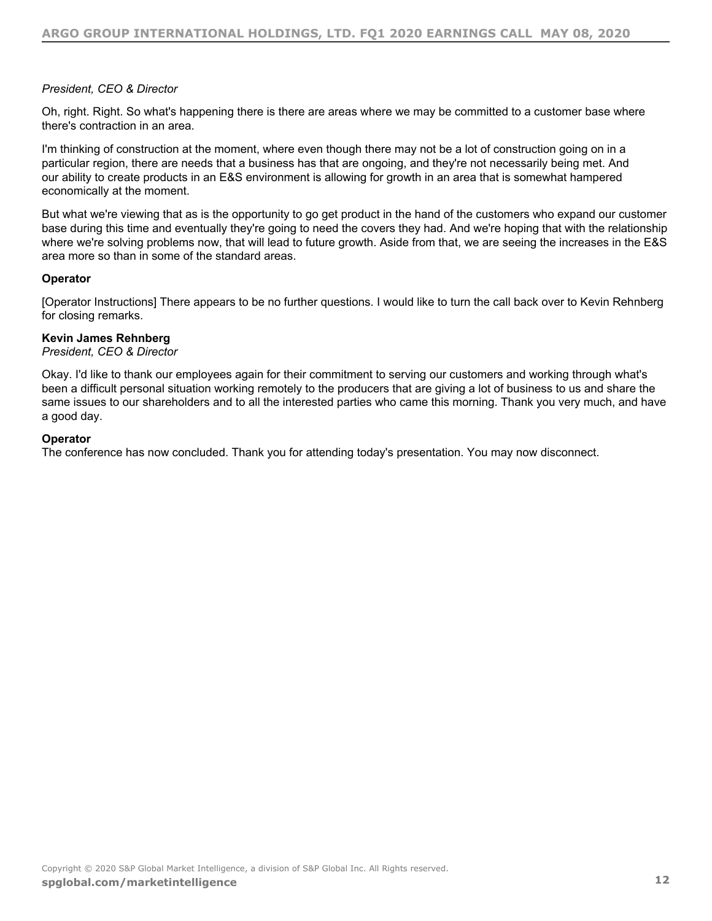*President, CEO & Director*

Oh, right. Right. So what's happening there is there are areas where we may be committed to a customer base where there's contraction in an area.

I'm thinking of construction at the moment, where even though there may not be a lot of construction going on in a particular region, there are needs that a business has that are ongoing, and they're not necessarily being met. And our ability to create products in an E&S environment is allowing for growth in an area that is somewhat hampered economically at the moment.

But what we're viewing that as is the opportunity to go get product in the hand of the customers who expand our customer base during this time and eventually they're going to need the covers they had. And we're hoping that with the relationship where we're solving problems now, that will lead to future growth. Aside from that, we are seeing the increases in the E&S area more so than in some of the standard areas.

**Operator**

[Operator Instructions] There appears to be no further questions. I would like to turn the call back over to Kevin Rehnberg for closing remarks.

**Kevin James Rehnberg**
*President, CEO & Director*

Okay. I'd like to thank our employees again for their commitment to serving our customers and working through what's been a difficult personal situation working remotely to the producers that are giving a lot of business to us and share the same issues to our shareholders and to all the interested parties who came this morning. Thank you very much, and have a good day.

**Operator**
The conference has now concluded. Thank you for attending today's presentation. You may now disconnect.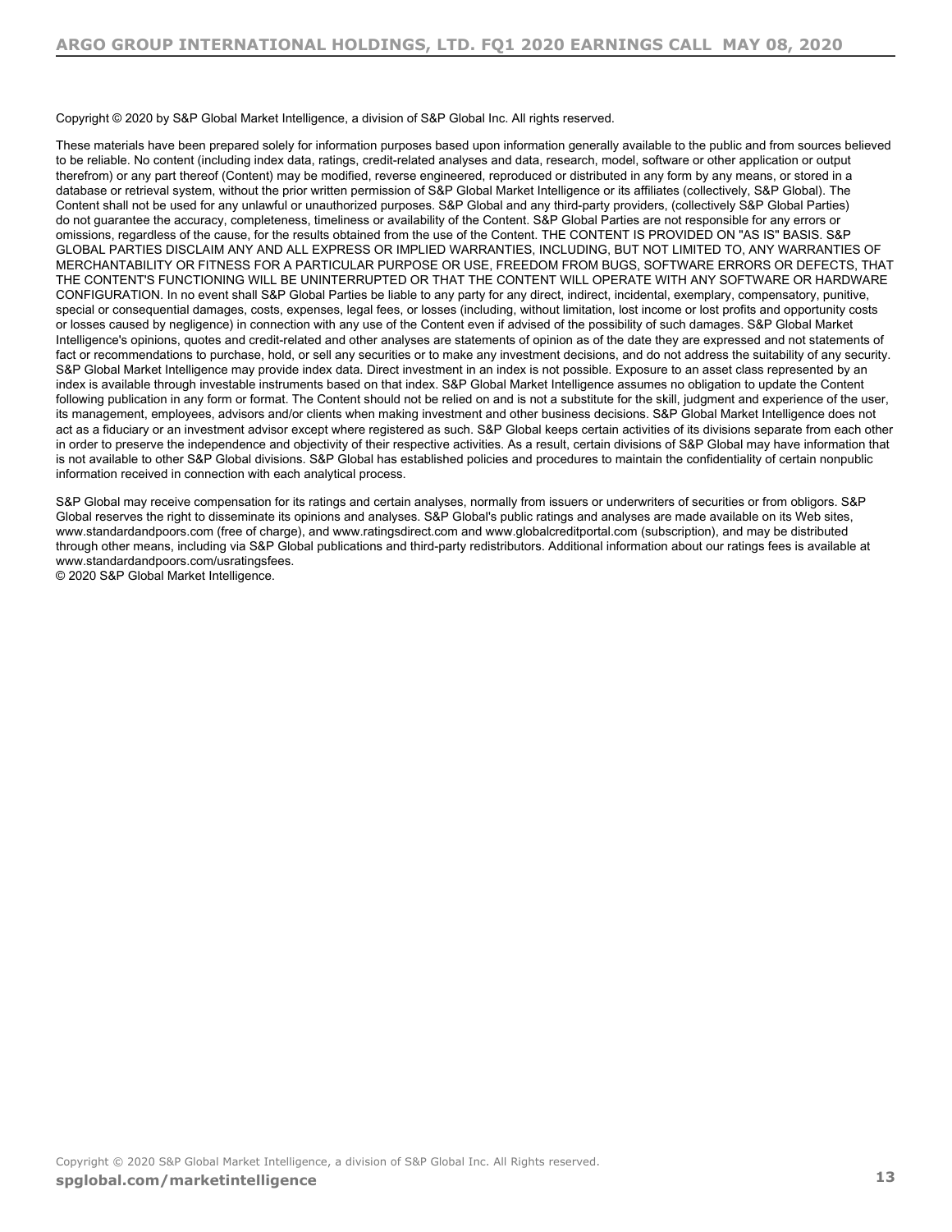Copyright © 2020 by S&P Global Market Intelligence, a division of S&P Global Inc. All rights reserved.

These materials have been prepared solely for information purposes based upon information generally available to the public and from sources believed to be reliable. No content (including index data, ratings, credit-related analyses and data, research, model, software or other application or output therefrom) or any part thereof (Content) may be modified, reverse engineered, reproduced or distributed in any form by any means, or stored in a database or retrieval system, without the prior written permission of S&P Global Market Intelligence or its affiliates (collectively, S&P Global). The Content shall not be used for any unlawful or unauthorized purposes. S&P Global and any third-party providers, (collectively S&P Global Parties) do not guarantee the accuracy, completeness, timeliness or availability of the Content. S&P Global Parties are not responsible for any errors or omissions, regardless of the cause, for the results obtained from the use of the Content. THE CONTENT IS PROVIDED ON "AS IS" BASIS. S&P GLOBAL PARTIES DISCLAIM ANY AND ALL EXPRESS OR IMPLIED WARRANTIES, INCLUDING, BUT NOT LIMITED TO, ANY WARRANTIES OF MERCHANTABILITY OR FITNESS FOR A PARTICULAR PURPOSE OR USE, FREEDOM FROM BUGS, SOFTWARE ERRORS OR DEFECTS, THAT THE CONTENT'S FUNCTIONING WILL BE UNINTERRUPTED OR THAT THE CONTENT WILL OPERATE WITH ANY SOFTWARE OR HARDWARE CONFIGURATION. In no event shall S&P Global Parties be liable to any party for any direct, indirect, incidental, exemplary, compensatory, punitive, special or consequential damages, costs, expenses, legal fees, or losses (including, without limitation, lost income or lost profits and opportunity costs or losses caused by negligence) in connection with any use of the Content even if advised of the possibility of such damages. S&P Global Market Intelligence's opinions, quotes and credit-related and other analyses are statements of opinion as of the date they are expressed and not statements of fact or recommendations to purchase, hold, or sell any securities or to make any investment decisions, and do not address the suitability of any security. S&P Global Market Intelligence may provide index data. Direct investment in an index is not possible. Exposure to an asset class represented by an index is available through investable instruments based on that index. S&P Global Market Intelligence assumes no obligation to update the Content following publication in any form or format. The Content should not be relied on and is not a substitute for the skill, judgment and experience of the user, its management, employees, advisors and/or clients when making investment and other business decisions. S&P Global Market Intelligence does not act as a fiduciary or an investment advisor except where registered as such. S&P Global keeps certain activities of its divisions separate from each other in order to preserve the independence and objectivity of their respective activities. As a result, certain divisions of S&P Global may have information that is not available to other S&P Global divisions. S&P Global has established policies and procedures to maintain the confidentiality of certain nonpublic information received in connection with each analytical process.

S&P Global may receive compensation for its ratings and certain analyses, normally from issuers or underwriters of securities or from obligors. S&P Global reserves the right to disseminate its opinions and analyses. S&P Global's public ratings and analyses are made available on its Web sites, www.standardandpoors.com (free of charge), and www.ratingsdirect.com and www.globalcreditportal.com (subscription), and may be distributed through other means, including via S&P Global publications and third-party redistributors. Additional information about our ratings fees is available at www.standardandpoors.com/usratingsfees.
© 2020 S&P Global Market Intelligence.